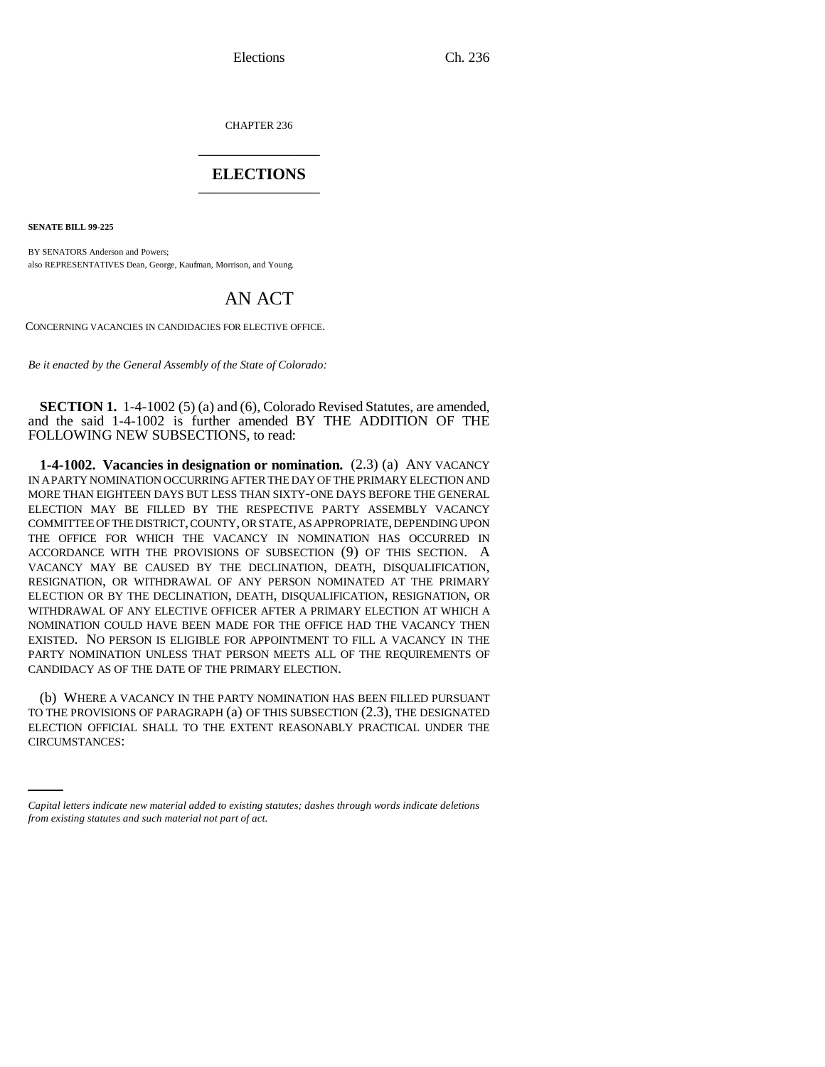CHAPTER 236

# ELECTIONS

**SENATE BILL 99-225**

BY SENATORS Anderson and Powers;
also REPRESENTATIVES Dean, George, Kaufman, Morrison, and Young.

## AN ACT

CONCERNING VACANCIES IN CANDIDACIES FOR ELECTIVE OFFICE.

*Be it enacted by the General Assembly of the State of Colorado:*

**SECTION 1.** 1-4-1002 (5) (a) and (6), Colorado Revised Statutes, are amended, and the said 1-4-1002 is further amended BY THE ADDITION OF THE FOLLOWING NEW SUBSECTIONS, to read:

**1-4-1002. Vacancies in designation or nomination.** (2.3) (a) ANY VACANCY IN A PARTY NOMINATION OCCURRING AFTER THE DAY OF THE PRIMARY ELECTION AND MORE THAN EIGHTEEN DAYS BUT LESS THAN SIXTY-ONE DAYS BEFORE THE GENERAL ELECTION MAY BE FILLED BY THE RESPECTIVE PARTY ASSEMBLY VACANCY COMMITTEE OF THE DISTRICT, COUNTY, OR STATE, AS APPROPRIATE, DEPENDING UPON THE OFFICE FOR WHICH THE VACANCY IN NOMINATION HAS OCCURRED IN ACCORDANCE WITH THE PROVISIONS OF SUBSECTION (9) OF THIS SECTION. A VACANCY MAY BE CAUSED BY THE DECLINATION, DEATH, DISQUALIFICATION, RESIGNATION, OR WITHDRAWAL OF ANY PERSON NOMINATED AT THE PRIMARY ELECTION OR BY THE DECLINATION, DEATH, DISQUALIFICATION, RESIGNATION, OR WITHDRAWAL OF ANY ELECTIVE OFFICER AFTER A PRIMARY ELECTION AT WHICH A NOMINATION COULD HAVE BEEN MADE FOR THE OFFICE HAD THE VACANCY THEN EXISTED. NO PERSON IS ELIGIBLE FOR APPOINTMENT TO FILL A VACANCY IN THE PARTY NOMINATION UNLESS THAT PERSON MEETS ALL OF THE REQUIREMENTS OF CANDIDACY AS OF THE DATE OF THE PRIMARY ELECTION.

(b) WHERE A VACANCY IN THE PARTY NOMINATION HAS BEEN FILLED PURSUANT TO THE PROVISIONS OF PARAGRAPH (a) OF THIS SUBSECTION (2.3), THE DESIGNATED ELECTION OFFICIAL SHALL TO THE EXTENT REASONABLY PRACTICAL UNDER THE CIRCUMSTANCES:

*Capital letters indicate new material added to existing statutes; dashes through words indicate deletions from existing statutes and such material not part of act.*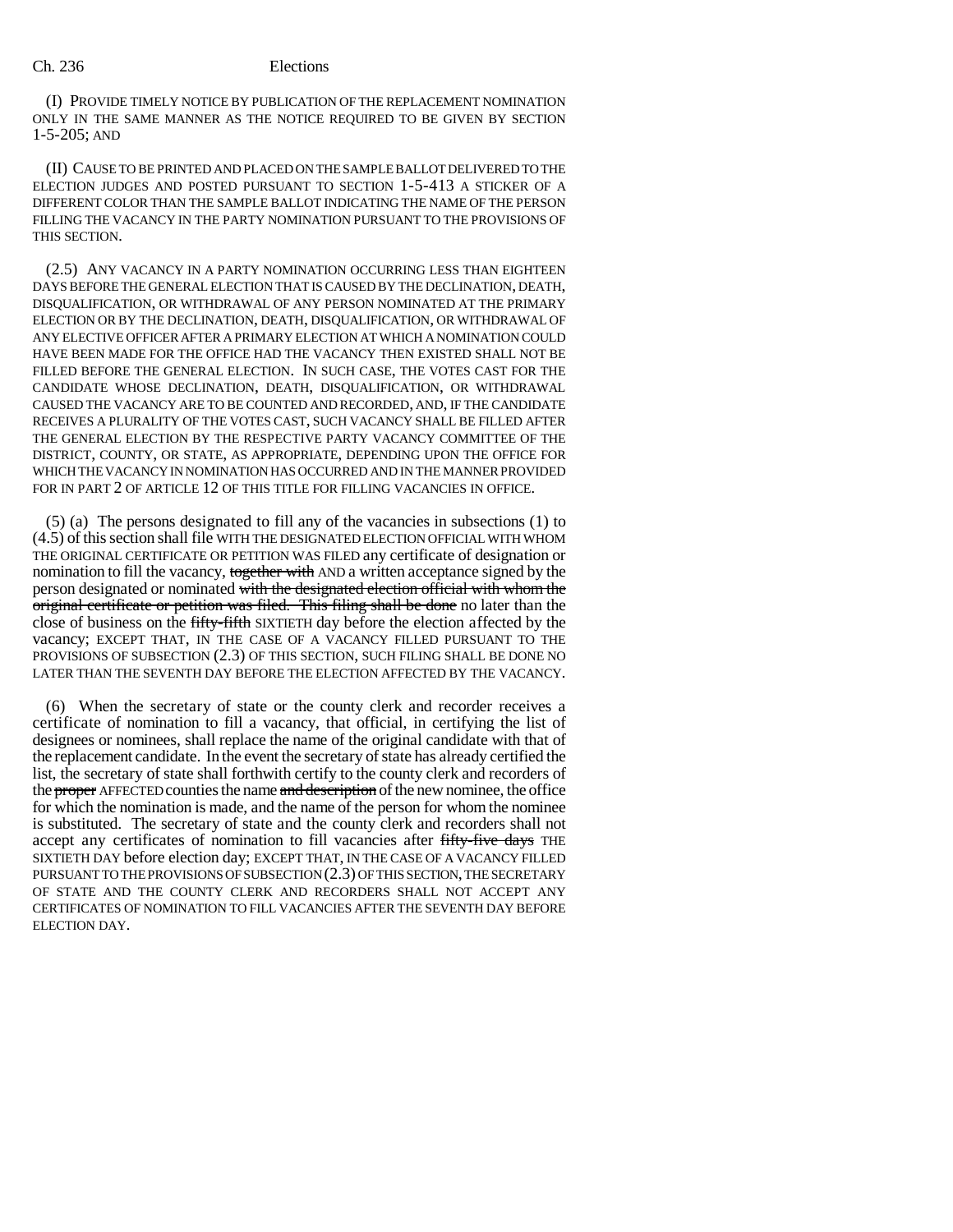(I) PROVIDE TIMELY NOTICE BY PUBLICATION OF THE REPLACEMENT NOMINATION ONLY IN THE SAME MANNER AS THE NOTICE REQUIRED TO BE GIVEN BY SECTION 1-5-205; AND

(II) CAUSE TO BE PRINTED AND PLACED ON THE SAMPLE BALLOT DELIVERED TO THE ELECTION JUDGES AND POSTED PURSUANT TO SECTION 1-5-413 A STICKER OF A DIFFERENT COLOR THAN THE SAMPLE BALLOT INDICATING THE NAME OF THE PERSON FILLING THE VACANCY IN THE PARTY NOMINATION PURSUANT TO THE PROVISIONS OF THIS SECTION.

(2.5) ANY VACANCY IN A PARTY NOMINATION OCCURRING LESS THAN EIGHTEEN DAYS BEFORE THE GENERAL ELECTION THAT IS CAUSED BY THE DECLINATION, DEATH, DISQUALIFICATION, OR WITHDRAWAL OF ANY PERSON NOMINATED AT THE PRIMARY ELECTION OR BY THE DECLINATION, DEATH, DISQUALIFICATION, OR WITHDRAWAL OF ANY ELECTIVE OFFICER AFTER A PRIMARY ELECTION AT WHICH A NOMINATION COULD HAVE BEEN MADE FOR THE OFFICE HAD THE VACANCY THEN EXISTED SHALL NOT BE FILLED BEFORE THE GENERAL ELECTION. IN SUCH CASE, THE VOTES CAST FOR THE CANDIDATE WHOSE DECLINATION, DEATH, DISQUALIFICATION, OR WITHDRAWAL CAUSED THE VACANCY ARE TO BE COUNTED AND RECORDED, AND, IF THE CANDIDATE RECEIVES A PLURALITY OF THE VOTES CAST, SUCH VACANCY SHALL BE FILLED AFTER THE GENERAL ELECTION BY THE RESPECTIVE PARTY VACANCY COMMITTEE OF THE DISTRICT, COUNTY, OR STATE, AS APPROPRIATE, DEPENDING UPON THE OFFICE FOR WHICH THE VACANCY IN NOMINATION HAS OCCURRED AND IN THE MANNER PROVIDED FOR IN PART 2 OF ARTICLE 12 OF THIS TITLE FOR FILLING VACANCIES IN OFFICE.

(5) (a) The persons designated to fill any of the vacancies in subsections (1) to (4.5) of this section shall file WITH THE DESIGNATED ELECTION OFFICIAL WITH WHOM THE ORIGINAL CERTIFICATE OR PETITION WAS FILED any certificate of designation or nomination to fill the vacancy, ~~together with~~ AND a written acceptance signed by the person designated or nominated ~~with the designated election official with whom the original certificate or petition was filed. This filing shall be done~~ no later than the close of business on the ~~fifty-fifth~~ SIXTIETH day before the election affected by the vacancy; EXCEPT THAT, IN THE CASE OF A VACANCY FILLED PURSUANT TO THE PROVISIONS OF SUBSECTION (2.3) OF THIS SECTION, SUCH FILING SHALL BE DONE NO LATER THAN THE SEVENTH DAY BEFORE THE ELECTION AFFECTED BY THE VACANCY.

(6) When the secretary of state or the county clerk and recorder receives a certificate of nomination to fill a vacancy, that official, in certifying the list of designees or nominees, shall replace the name of the original candidate with that of the replacement candidate. In the event the secretary of state has already certified the list, the secretary of state shall forthwith certify to the county clerk and recorders of the ~~proper~~ AFFECTED counties the name ~~and description~~ of the new nominee, the office for which the nomination is made, and the name of the person for whom the nominee is substituted. The secretary of state and the county clerk and recorders shall not accept any certificates of nomination to fill vacancies after ~~fifty-five days~~ THE SIXTIETH DAY before election day; EXCEPT THAT, IN THE CASE OF A VACANCY FILLED PURSUANT TO THE PROVISIONS OF SUBSECTION (2.3) OF THIS SECTION, THE SECRETARY OF STATE AND THE COUNTY CLERK AND RECORDERS SHALL NOT ACCEPT ANY CERTIFICATES OF NOMINATION TO FILL VACANCIES AFTER THE SEVENTH DAY BEFORE ELECTION DAY.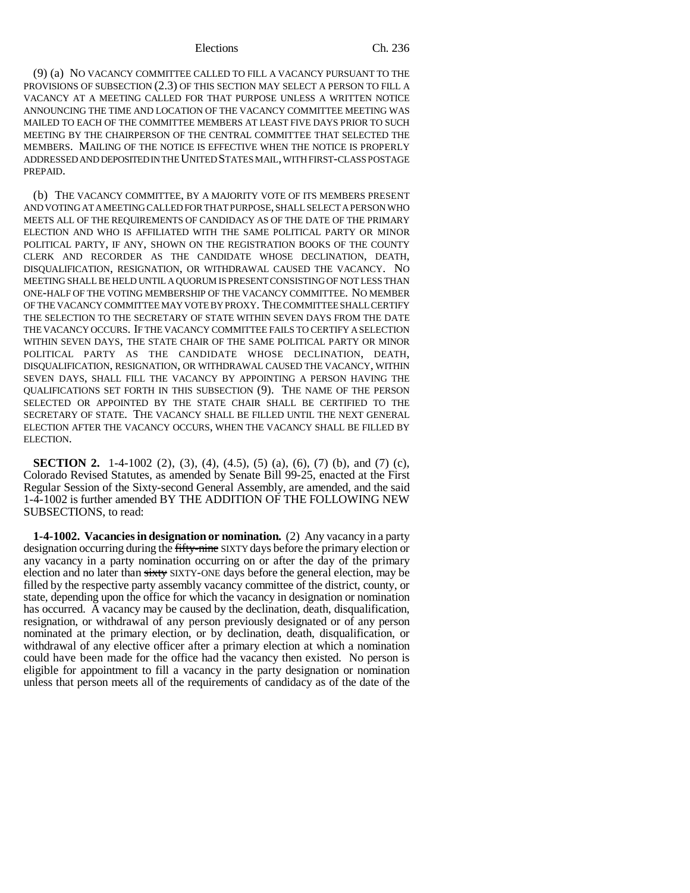(9) (a) NO VACANCY COMMITTEE CALLED TO FILL A VACANCY PURSUANT TO THE PROVISIONS OF SUBSECTION (2.3) OF THIS SECTION MAY SELECT A PERSON TO FILL A VACANCY AT A MEETING CALLED FOR THAT PURPOSE UNLESS A WRITTEN NOTICE ANNOUNCING THE TIME AND LOCATION OF THE VACANCY COMMITTEE MEETING WAS MAILED TO EACH OF THE COMMITTEE MEMBERS AT LEAST FIVE DAYS PRIOR TO SUCH MEETING BY THE CHAIRPERSON OF THE CENTRAL COMMITTEE THAT SELECTED THE MEMBERS. MAILING OF THE NOTICE IS EFFECTIVE WHEN THE NOTICE IS PROPERLY ADDRESSED AND DEPOSITED IN THE UNITED STATES MAIL, WITH FIRST-CLASS POSTAGE PREPAID.

(b) THE VACANCY COMMITTEE, BY A MAJORITY VOTE OF ITS MEMBERS PRESENT AND VOTING AT A MEETING CALLED FOR THAT PURPOSE, SHALL SELECT A PERSON WHO MEETS ALL OF THE REQUIREMENTS OF CANDIDACY AS OF THE DATE OF THE PRIMARY ELECTION AND WHO IS AFFILIATED WITH THE SAME POLITICAL PARTY OR MINOR POLITICAL PARTY, IF ANY, SHOWN ON THE REGISTRATION BOOKS OF THE COUNTY CLERK AND RECORDER AS THE CANDIDATE WHOSE DECLINATION, DEATH, DISQUALIFICATION, RESIGNATION, OR WITHDRAWAL CAUSED THE VACANCY. NO MEETING SHALL BE HELD UNTIL A QUORUM IS PRESENT CONSISTING OF NOT LESS THAN ONE-HALF OF THE VOTING MEMBERSHIP OF THE VACANCY COMMITTEE. NO MEMBER OF THE VACANCY COMMITTEE MAY VOTE BY PROXY. THE COMMITTEE SHALL CERTIFY THE SELECTION TO THE SECRETARY OF STATE WITHIN SEVEN DAYS FROM THE DATE THE VACANCY OCCURS. IF THE VACANCY COMMITTEE FAILS TO CERTIFY A SELECTION WITHIN SEVEN DAYS, THE STATE CHAIR OF THE SAME POLITICAL PARTY OR MINOR POLITICAL PARTY AS THE CANDIDATE WHOSE DECLINATION, DEATH, DISQUALIFICATION, RESIGNATION, OR WITHDRAWAL CAUSED THE VACANCY, WITHIN SEVEN DAYS, SHALL FILL THE VACANCY BY APPOINTING A PERSON HAVING THE QUALIFICATIONS SET FORTH IN THIS SUBSECTION (9). THE NAME OF THE PERSON SELECTED OR APPOINTED BY THE STATE CHAIR SHALL BE CERTIFIED TO THE SECRETARY OF STATE. THE VACANCY SHALL BE FILLED UNTIL THE NEXT GENERAL ELECTION AFTER THE VACANCY OCCURS, WHEN THE VACANCY SHALL BE FILLED BY ELECTION.

**SECTION 2.** 1-4-1002 (2), (3), (4), (4.5), (5) (a), (6), (7) (b), and (7) (c), Colorado Revised Statutes, as amended by Senate Bill 99-25, enacted at the First Regular Session of the Sixty-second General Assembly, are amended, and the said 1-4-1002 is further amended BY THE ADDITION OF THE FOLLOWING NEW SUBSECTIONS, to read:

**1-4-1002. Vacancies in designation or nomination.** (2) Any vacancy in a party designation occurring during the ~~fifty-nine~~ SIXTY days before the primary election or any vacancy in a party nomination occurring on or after the day of the primary election and no later than ~~sixty~~ SIXTY-ONE days before the general election, may be filled by the respective party assembly vacancy committee of the district, county, or state, depending upon the office for which the vacancy in designation or nomination has occurred. A vacancy may be caused by the declination, death, disqualification, resignation, or withdrawal of any person previously designated or of any person nominated at the primary election, or by declination, death, disqualification, or withdrawal of any elective officer after a primary election at which a nomination could have been made for the office had the vacancy then existed. No person is eligible for appointment to fill a vacancy in the party designation or nomination unless that person meets all of the requirements of candidacy as of the date of the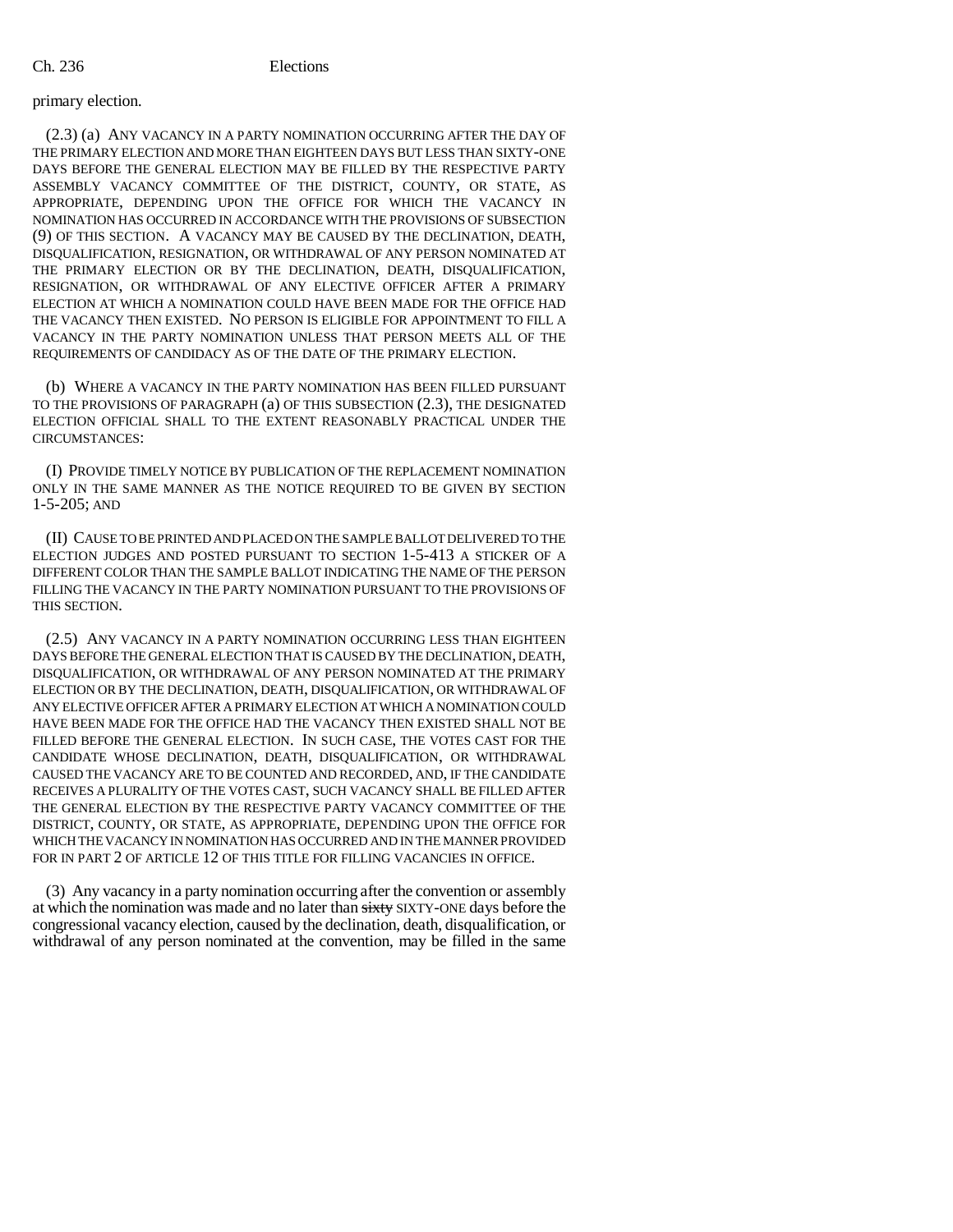primary election.

(2.3) (a) ANY VACANCY IN A PARTY NOMINATION OCCURRING AFTER THE DAY OF THE PRIMARY ELECTION AND MORE THAN EIGHTEEN DAYS BUT LESS THAN SIXTY-ONE DAYS BEFORE THE GENERAL ELECTION MAY BE FILLED BY THE RESPECTIVE PARTY ASSEMBLY VACANCY COMMITTEE OF THE DISTRICT, COUNTY, OR STATE, AS APPROPRIATE, DEPENDING UPON THE OFFICE FOR WHICH THE VACANCY IN NOMINATION HAS OCCURRED IN ACCORDANCE WITH THE PROVISIONS OF SUBSECTION (9) OF THIS SECTION. A VACANCY MAY BE CAUSED BY THE DECLINATION, DEATH, DISQUALIFICATION, RESIGNATION, OR WITHDRAWAL OF ANY PERSON NOMINATED AT THE PRIMARY ELECTION OR BY THE DECLINATION, DEATH, DISQUALIFICATION, RESIGNATION, OR WITHDRAWAL OF ANY ELECTIVE OFFICER AFTER A PRIMARY ELECTION AT WHICH A NOMINATION COULD HAVE BEEN MADE FOR THE OFFICE HAD THE VACANCY THEN EXISTED. NO PERSON IS ELIGIBLE FOR APPOINTMENT TO FILL A VACANCY IN THE PARTY NOMINATION UNLESS THAT PERSON MEETS ALL OF THE REQUIREMENTS OF CANDIDACY AS OF THE DATE OF THE PRIMARY ELECTION.

(b) WHERE A VACANCY IN THE PARTY NOMINATION HAS BEEN FILLED PURSUANT TO THE PROVISIONS OF PARAGRAPH (a) OF THIS SUBSECTION (2.3), THE DESIGNATED ELECTION OFFICIAL SHALL TO THE EXTENT REASONABLY PRACTICAL UNDER THE CIRCUMSTANCES:

(I) PROVIDE TIMELY NOTICE BY PUBLICATION OF THE REPLACEMENT NOMINATION ONLY IN THE SAME MANNER AS THE NOTICE REQUIRED TO BE GIVEN BY SECTION 1-5-205; AND

(II) CAUSE TO BE PRINTED AND PLACED ON THE SAMPLE BALLOT DELIVERED TO THE ELECTION JUDGES AND POSTED PURSUANT TO SECTION 1-5-413 A STICKER OF A DIFFERENT COLOR THAN THE SAMPLE BALLOT INDICATING THE NAME OF THE PERSON FILLING THE VACANCY IN THE PARTY NOMINATION PURSUANT TO THE PROVISIONS OF THIS SECTION.

(2.5) ANY VACANCY IN A PARTY NOMINATION OCCURRING LESS THAN EIGHTEEN DAYS BEFORE THE GENERAL ELECTION THAT IS CAUSED BY THE DECLINATION, DEATH, DISQUALIFICATION, OR WITHDRAWAL OF ANY PERSON NOMINATED AT THE PRIMARY ELECTION OR BY THE DECLINATION, DEATH, DISQUALIFICATION, OR WITHDRAWAL OF ANY ELECTIVE OFFICER AFTER A PRIMARY ELECTION AT WHICH A NOMINATION COULD HAVE BEEN MADE FOR THE OFFICE HAD THE VACANCY THEN EXISTED SHALL NOT BE FILLED BEFORE THE GENERAL ELECTION. IN SUCH CASE, THE VOTES CAST FOR THE CANDIDATE WHOSE DECLINATION, DEATH, DISQUALIFICATION, OR WITHDRAWAL CAUSED THE VACANCY ARE TO BE COUNTED AND RECORDED, AND, IF THE CANDIDATE RECEIVES A PLURALITY OF THE VOTES CAST, SUCH VACANCY SHALL BE FILLED AFTER THE GENERAL ELECTION BY THE RESPECTIVE PARTY VACANCY COMMITTEE OF THE DISTRICT, COUNTY, OR STATE, AS APPROPRIATE, DEPENDING UPON THE OFFICE FOR WHICH THE VACANCY IN NOMINATION HAS OCCURRED AND IN THE MANNER PROVIDED FOR IN PART 2 OF ARTICLE 12 OF THIS TITLE FOR FILLING VACANCIES IN OFFICE.

(3) Any vacancy in a party nomination occurring after the convention or assembly at which the nomination was made and no later than ~~sixty~~ SIXTY-ONE days before the congressional vacancy election, caused by the declination, death, disqualification, or withdrawal of any person nominated at the convention, may be filled in the same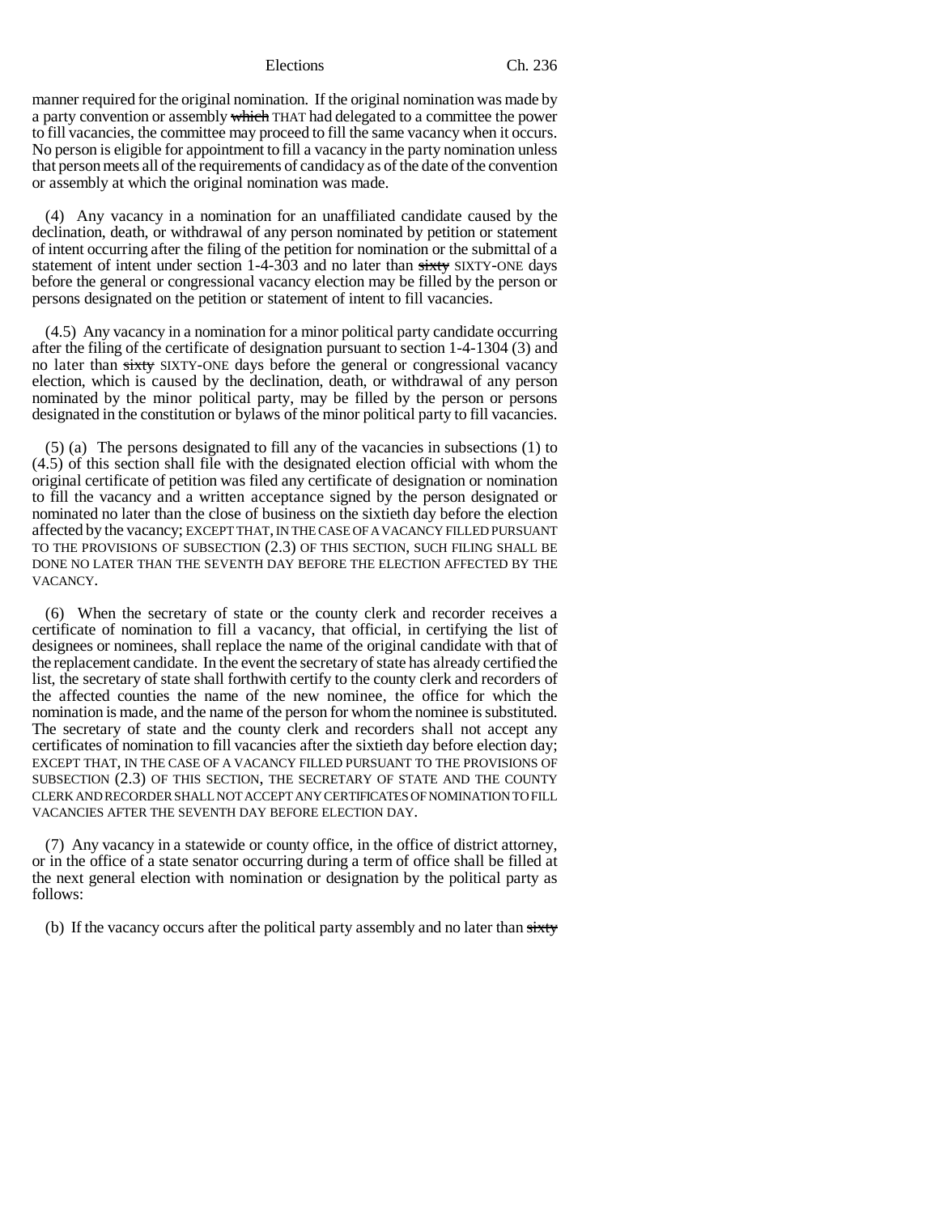manner required for the original nomination. If the original nomination was made by a party convention or assembly ~~which~~ THAT had delegated to a committee the power to fill vacancies, the committee may proceed to fill the same vacancy when it occurs. No person is eligible for appointment to fill a vacancy in the party nomination unless that person meets all of the requirements of candidacy as of the date of the convention or assembly at which the original nomination was made.

(4) Any vacancy in a nomination for an unaffiliated candidate caused by the declination, death, or withdrawal of any person nominated by petition or statement of intent occurring after the filing of the petition for nomination or the submittal of a statement of intent under section 1-4-303 and no later than ~~sixty~~ SIXTY-ONE days before the general or congressional vacancy election may be filled by the person or persons designated on the petition or statement of intent to fill vacancies.

(4.5) Any vacancy in a nomination for a minor political party candidate occurring after the filing of the certificate of designation pursuant to section 1-4-1304 (3) and no later than ~~sixty~~ SIXTY-ONE days before the general or congressional vacancy election, which is caused by the declination, death, or withdrawal of any person nominated by the minor political party, may be filled by the person or persons designated in the constitution or bylaws of the minor political party to fill vacancies.

(5) (a) The persons designated to fill any of the vacancies in subsections (1) to (4.5) of this section shall file with the designated election official with whom the original certificate of petition was filed any certificate of designation or nomination to fill the vacancy and a written acceptance signed by the person designated or nominated no later than the close of business on the sixtieth day before the election affected by the vacancy; EXCEPT THAT, IN THE CASE OF A VACANCY FILLED PURSUANT TO THE PROVISIONS OF SUBSECTION (2.3) OF THIS SECTION, SUCH FILING SHALL BE DONE NO LATER THAN THE SEVENTH DAY BEFORE THE ELECTION AFFECTED BY THE VACANCY.

(6) When the secretary of state or the county clerk and recorder receives a certificate of nomination to fill a vacancy, that official, in certifying the list of designees or nominees, shall replace the name of the original candidate with that of the replacement candidate. In the event the secretary of state has already certified the list, the secretary of state shall forthwith certify to the county clerk and recorders of the affected counties the name of the new nominee, the office for which the nomination is made, and the name of the person for whom the nominee is substituted. The secretary of state and the county clerk and recorders shall not accept any certificates of nomination to fill vacancies after the sixtieth day before election day; EXCEPT THAT, IN THE CASE OF A VACANCY FILLED PURSUANT TO THE PROVISIONS OF SUBSECTION (2.3) OF THIS SECTION, THE SECRETARY OF STATE AND THE COUNTY CLERK AND RECORDER SHALL NOT ACCEPT ANY CERTIFICATES OF NOMINATION TO FILL VACANCIES AFTER THE SEVENTH DAY BEFORE ELECTION DAY.

(7) Any vacancy in a statewide or county office, in the office of district attorney, or in the office of a state senator occurring during a term of office shall be filled at the next general election with nomination or designation by the political party as follows:

(b) If the vacancy occurs after the political party assembly and no later than ~~sixty~~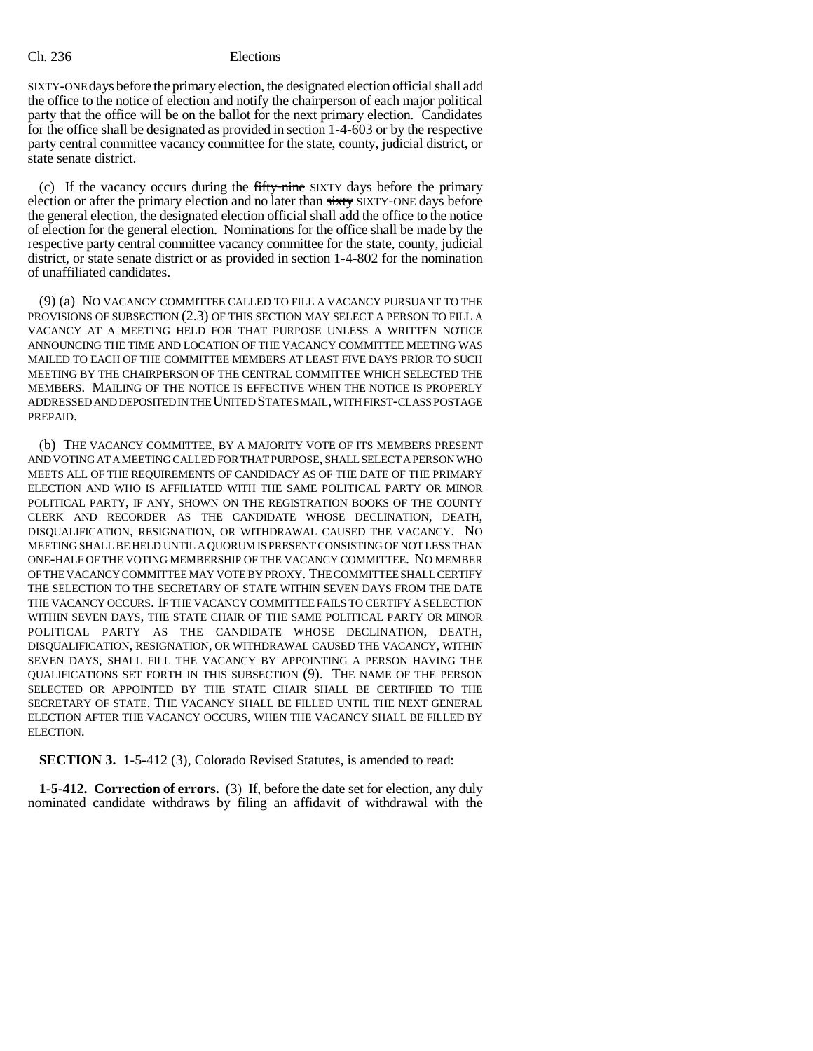SIXTY-ONE days before the primary election, the designated election official shall add the office to the notice of election and notify the chairperson of each major political party that the office will be on the ballot for the next primary election. Candidates for the office shall be designated as provided in section 1-4-603 or by the respective party central committee vacancy committee for the state, county, judicial district, or state senate district.

(c) If the vacancy occurs during the ~~fifty-nine~~ SIXTY days before the primary election or after the primary election and no later than ~~sixty~~ SIXTY-ONE days before the general election, the designated election official shall add the office to the notice of election for the general election. Nominations for the office shall be made by the respective party central committee vacancy committee for the state, county, judicial district, or state senate district or as provided in section 1-4-802 for the nomination of unaffiliated candidates.

(9) (a) NO VACANCY COMMITTEE CALLED TO FILL A VACANCY PURSUANT TO THE PROVISIONS OF SUBSECTION (2.3) OF THIS SECTION MAY SELECT A PERSON TO FILL A VACANCY AT A MEETING HELD FOR THAT PURPOSE UNLESS A WRITTEN NOTICE ANNOUNCING THE TIME AND LOCATION OF THE VACANCY COMMITTEE MEETING WAS MAILED TO EACH OF THE COMMITTEE MEMBERS AT LEAST FIVE DAYS PRIOR TO SUCH MEETING BY THE CHAIRPERSON OF THE CENTRAL COMMITTEE WHICH SELECTED THE MEMBERS. MAILING OF THE NOTICE IS EFFECTIVE WHEN THE NOTICE IS PROPERLY ADDRESSED AND DEPOSITED IN THE UNITED STATES MAIL, WITH FIRST-CLASS POSTAGE PREPAID.

(b) THE VACANCY COMMITTEE, BY A MAJORITY VOTE OF ITS MEMBERS PRESENT AND VOTING AT A MEETING CALLED FOR THAT PURPOSE, SHALL SELECT A PERSON WHO MEETS ALL OF THE REQUIREMENTS OF CANDIDACY AS OF THE DATE OF THE PRIMARY ELECTION AND WHO IS AFFILIATED WITH THE SAME POLITICAL PARTY OR MINOR POLITICAL PARTY, IF ANY, SHOWN ON THE REGISTRATION BOOKS OF THE COUNTY CLERK AND RECORDER AS THE CANDIDATE WHOSE DECLINATION, DEATH, DISQUALIFICATION, RESIGNATION, OR WITHDRAWAL CAUSED THE VACANCY. NO MEETING SHALL BE HELD UNTIL A QUORUM IS PRESENT CONSISTING OF NOT LESS THAN ONE-HALF OF THE VOTING MEMBERSHIP OF THE VACANCY COMMITTEE. NO MEMBER OF THE VACANCY COMMITTEE MAY VOTE BY PROXY. THE COMMITTEE SHALL CERTIFY THE SELECTION TO THE SECRETARY OF STATE WITHIN SEVEN DAYS FROM THE DATE THE VACANCY OCCURS. IF THE VACANCY COMMITTEE FAILS TO CERTIFY A SELECTION WITHIN SEVEN DAYS, THE STATE CHAIR OF THE SAME POLITICAL PARTY OR MINOR POLITICAL PARTY AS THE CANDIDATE WHOSE DECLINATION, DEATH, DISQUALIFICATION, RESIGNATION, OR WITHDRAWAL CAUSED THE VACANCY, WITHIN SEVEN DAYS, SHALL FILL THE VACANCY BY APPOINTING A PERSON HAVING THE QUALIFICATIONS SET FORTH IN THIS SUBSECTION (9). THE NAME OF THE PERSON SELECTED OR APPOINTED BY THE STATE CHAIR SHALL BE CERTIFIED TO THE SECRETARY OF STATE. THE VACANCY SHALL BE FILLED UNTIL THE NEXT GENERAL ELECTION AFTER THE VACANCY OCCURS, WHEN THE VACANCY SHALL BE FILLED BY ELECTION.

**SECTION 3.** 1-5-412 (3), Colorado Revised Statutes, is amended to read:

**1-5-412. Correction of errors.** (3) If, before the date set for election, any duly nominated candidate withdraws by filing an affidavit of withdrawal with the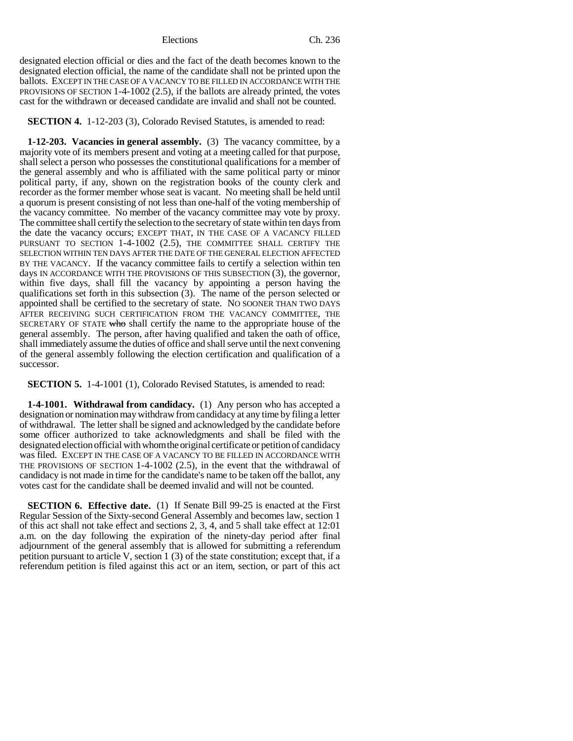designated election official or dies and the fact of the death becomes known to the designated election official, the name of the candidate shall not be printed upon the ballots. EXCEPT IN THE CASE OF A VACANCY TO BE FILLED IN ACCORDANCE WITH THE PROVISIONS OF SECTION 1-4-1002 (2.5), if the ballots are already printed, the votes cast for the withdrawn or deceased candidate are invalid and shall not be counted.

**SECTION 4.** 1-12-203 (3), Colorado Revised Statutes, is amended to read:

**1-12-203. Vacancies in general assembly.** (3) The vacancy committee, by a majority vote of its members present and voting at a meeting called for that purpose, shall select a person who possesses the constitutional qualifications for a member of the general assembly and who is affiliated with the same political party or minor political party, if any, shown on the registration books of the county clerk and recorder as the former member whose seat is vacant. No meeting shall be held until a quorum is present consisting of not less than one-half of the voting membership of the vacancy committee. No member of the vacancy committee may vote by proxy. The committee shall certify the selection to the secretary of state within ten days from the date the vacancy occurs; EXCEPT THAT, IN THE CASE OF A VACANCY FILLED PURSUANT TO SECTION 1-4-1002 (2.5), THE COMMITTEE SHALL CERTIFY THE SELECTION WITHIN TEN DAYS AFTER THE DATE OF THE GENERAL ELECTION AFFECTED BY THE VACANCY. If the vacancy committee fails to certify a selection within ten days IN ACCORDANCE WITH THE PROVISIONS OF THIS SUBSECTION (3), the governor, within five days, shall fill the vacancy by appointing a person having the qualifications set forth in this subsection (3). The name of the person selected or appointed shall be certified to the secretary of state. NO SOONER THAN TWO DAYS AFTER RECEIVING SUCH CERTIFICATION FROM THE VACANCY COMMITTEE, THE SECRETARY OF STATE ~~who~~ shall certify the name to the appropriate house of the general assembly. The person, after having qualified and taken the oath of office, shall immediately assume the duties of office and shall serve until the next convening of the general assembly following the election certification and qualification of a successor.

**SECTION 5.** 1-4-1001 (1), Colorado Revised Statutes, is amended to read:

**1-4-1001. Withdrawal from candidacy.** (1) Any person who has accepted a designation or nomination may withdraw from candidacy at any time by filing a letter of withdrawal. The letter shall be signed and acknowledged by the candidate before some officer authorized to take acknowledgments and shall be filed with the designated election official with whom the original certificate or petition of candidacy was filed. EXCEPT IN THE CASE OF A VACANCY TO BE FILLED IN ACCORDANCE WITH THE PROVISIONS OF SECTION 1-4-1002 (2.5), in the event that the withdrawal of candidacy is not made in time for the candidate's name to be taken off the ballot, any votes cast for the candidate shall be deemed invalid and will not be counted.

**SECTION 6. Effective date.** (1) If Senate Bill 99-25 is enacted at the First Regular Session of the Sixty-second General Assembly and becomes law, section 1 of this act shall not take effect and sections 2, 3, 4, and 5 shall take effect at 12:01 a.m. on the day following the expiration of the ninety-day period after final adjournment of the general assembly that is allowed for submitting a referendum petition pursuant to article V, section 1 (3) of the state constitution; except that, if a referendum petition is filed against this act or an item, section, or part of this act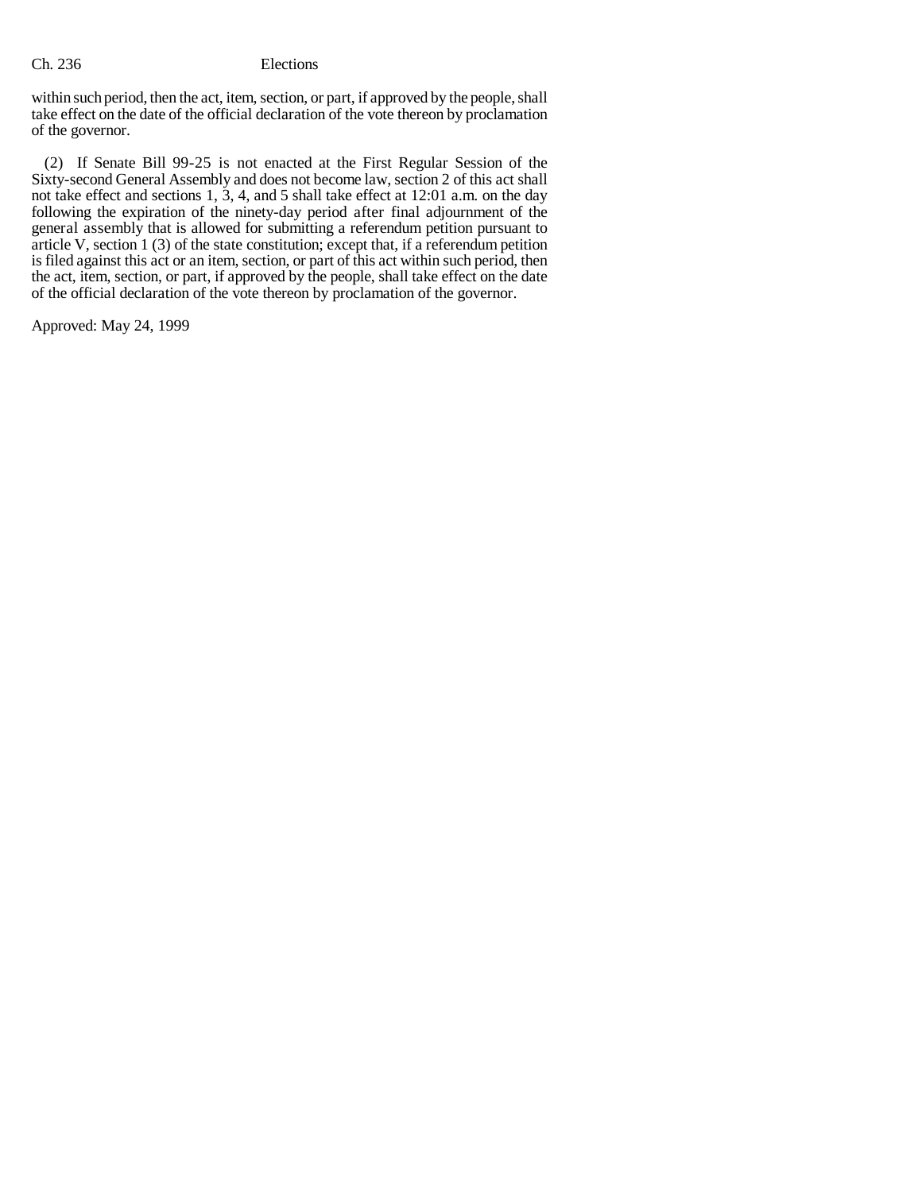within such period, then the act, item, section, or part, if approved by the people, shall take effect on the date of the official declaration of the vote thereon by proclamation of the governor.

(2) If Senate Bill 99-25 is not enacted at the First Regular Session of the Sixty-second General Assembly and does not become law, section 2 of this act shall not take effect and sections 1, 3, 4, and 5 shall take effect at 12:01 a.m. on the day following the expiration of the ninety-day period after final adjournment of the general assembly that is allowed for submitting a referendum petition pursuant to article V, section 1 (3) of the state constitution; except that, if a referendum petition is filed against this act or an item, section, or part of this act within such period, then the act, item, section, or part, if approved by the people, shall take effect on the date of the official declaration of the vote thereon by proclamation of the governor.

Approved: May 24, 1999